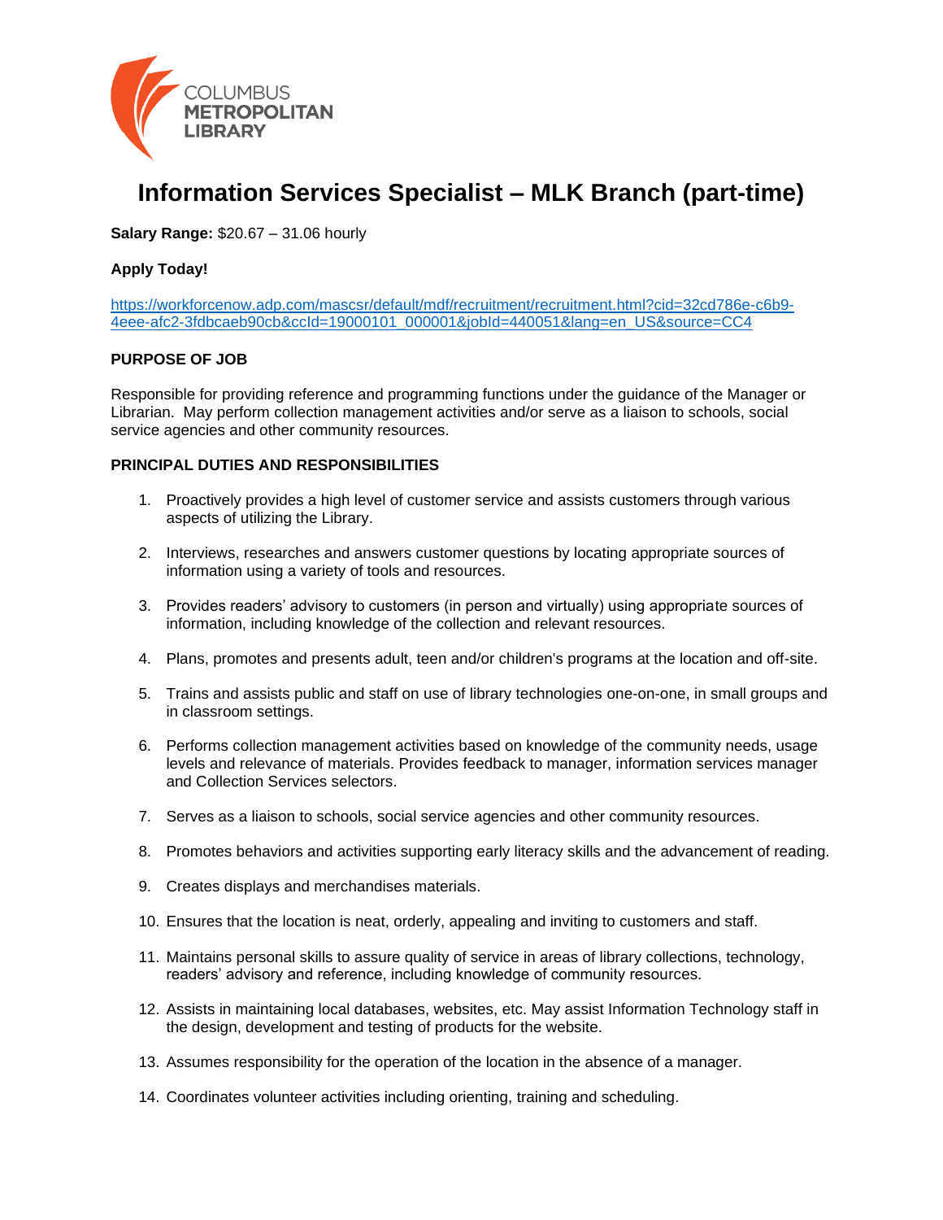COLUMBUS METROPOLITAN LIBRARY

# Information Services Specialist – MLK Branch (part-time)

**Salary Range:** $20.67 – 31.06 hourly

**Apply Today!**

https://workforcenow.adp.com/mascsr/default/mdf/recruitment/recruitment.html?cid=32cd786e-c6b9-4eee-afc2-3fdbcaeb90cb&ccId=19000101_000001&jobId=440051&lang=en_US&source=CC4

**PURPOSE OF JOB**

Responsible for providing reference and programming functions under the guidance of the Manager or Librarian. May perform collection management activities and/or serve as a liaison to schools, social service agencies and other community resources.

**PRINCIPAL DUTIES AND RESPONSIBILITIES**

1. Proactively provides a high level of customer service and assists customers through various aspects of utilizing the Library.
2. Interviews, researches and answers customer questions by locating appropriate sources of information using a variety of tools and resources.
3. Provides readers' advisory to customers (in person and virtually) using appropriate sources of information, including knowledge of the collection and relevant resources.
4. Plans, promotes and presents adult, teen and/or children's programs at the location and off-site.
5. Trains and assists public and staff on use of library technologies one-on-one, in small groups and in classroom settings.
6. Performs collection management activities based on knowledge of the community needs, usage levels and relevance of materials. Provides feedback to manager, information services manager and Collection Services selectors.
7. Serves as a liaison to schools, social service agencies and other community resources.
8. Promotes behaviors and activities supporting early literacy skills and the advancement of reading.
9. Creates displays and merchandises materials.
10. Ensures that the location is neat, orderly, appealing and inviting to customers and staff.
11. Maintains personal skills to assure quality of service in areas of library collections, technology, readers' advisory and reference, including knowledge of community resources.
12. Assists in maintaining local databases, websites, etc. May assist Information Technology staff in the design, development and testing of products for the website.
13. Assumes responsibility for the operation of the location in the absence of a manager.
14. Coordinates volunteer activities including orienting, training and scheduling.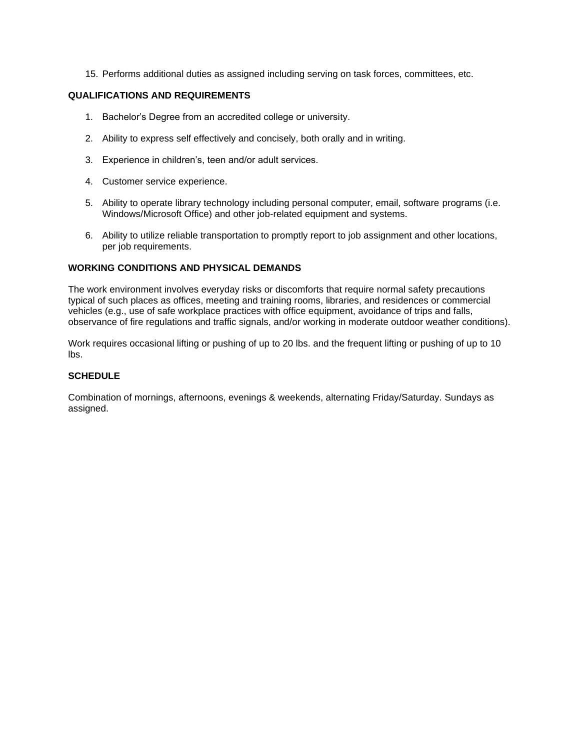15. Performs additional duties as assigned including serving on task forces, committees, etc.

**QUALIFICATIONS AND REQUIREMENTS**

1. Bachelor's Degree from an accredited college or university.
2. Ability to express self effectively and concisely, both orally and in writing.
3. Experience in children's, teen and/or adult services.
4. Customer service experience.
5. Ability to operate library technology including personal computer, email, software programs (i.e. Windows/Microsoft Office) and other job-related equipment and systems.
6. Ability to utilize reliable transportation to promptly report to job assignment and other locations, per job requirements.

**WORKING CONDITIONS AND PHYSICAL DEMANDS**

The work environment involves everyday risks or discomforts that require normal safety precautions typical of such places as offices, meeting and training rooms, libraries, and residences or commercial vehicles (e.g., use of safe workplace practices with office equipment, avoidance of trips and falls, observance of fire regulations and traffic signals, and/or working in moderate outdoor weather conditions).

Work requires occasional lifting or pushing of up to 20 lbs. and the frequent lifting or pushing of up to 10 lbs.

**SCHEDULE**

Combination of mornings, afternoons, evenings & weekends, alternating Friday/Saturday. Sundays as assigned.